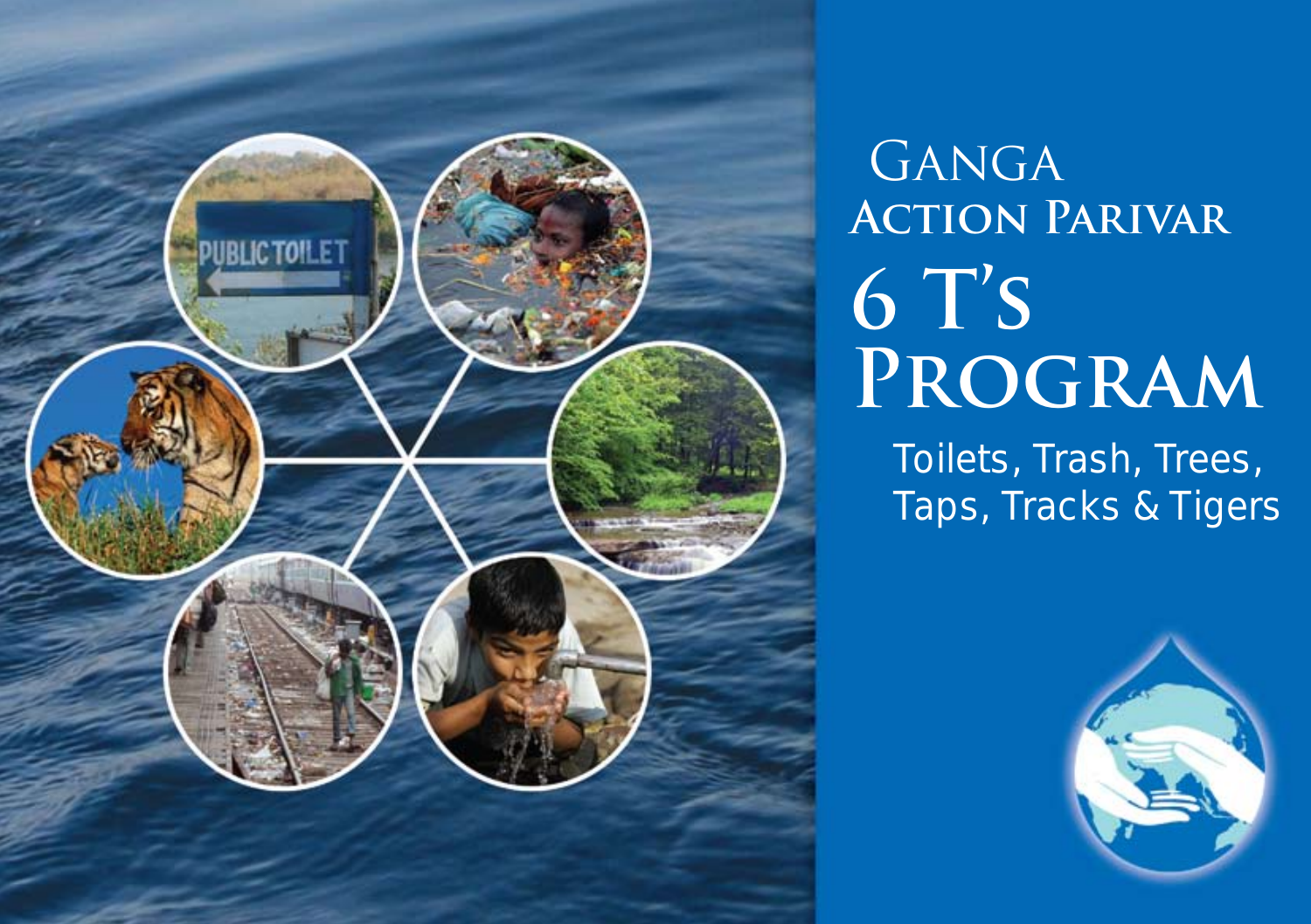# Ganga Action Parivar

# 6 T's Program

Toilets, Trash, Trees, Taps, Tracks & Tigers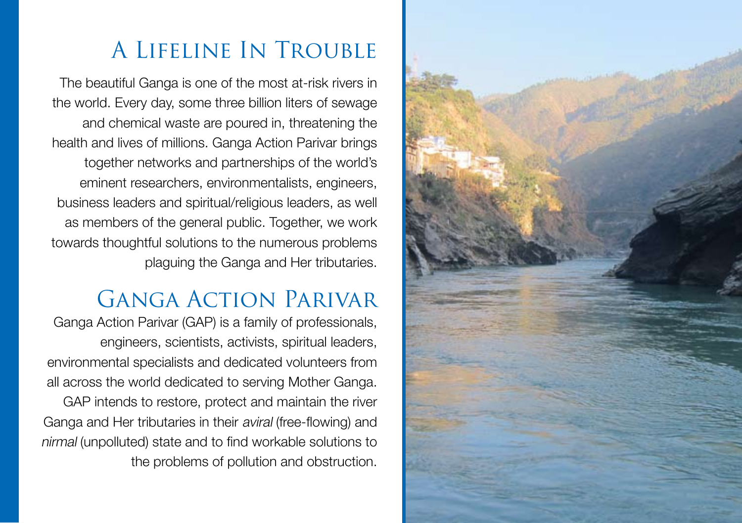# A Lifeline In Trouble

The beautiful Ganga is one of the most at-risk rivers in the world. Every day, some three billion liters of sewage and chemical waste are poured in, threatening the health and lives of millions. Ganga Action Parivar brings together networks and partnerships of the world's eminent researchers, environmentalists, engineers, business leaders and spiritual/religious leaders, as well as members of the general public. Together, we work towards thoughtful solutions to the numerous problems plaguing the Ganga and Her tributaries.

# Ganga Action Parivar

Ganga Action Parivar (GAP) is a family of professionals, engineers, scientists, activists, spiritual leaders, environmental specialists and dedicated volunteers from all across the world dedicated to serving Mother Ganga. GAP intends to restore, protect and maintain the river Ganga and Her tributaries in their *aviral* (free-flowing) and *nirmal* (unpolluted) state and to find workable solutions to the problems of pollution and obstruction.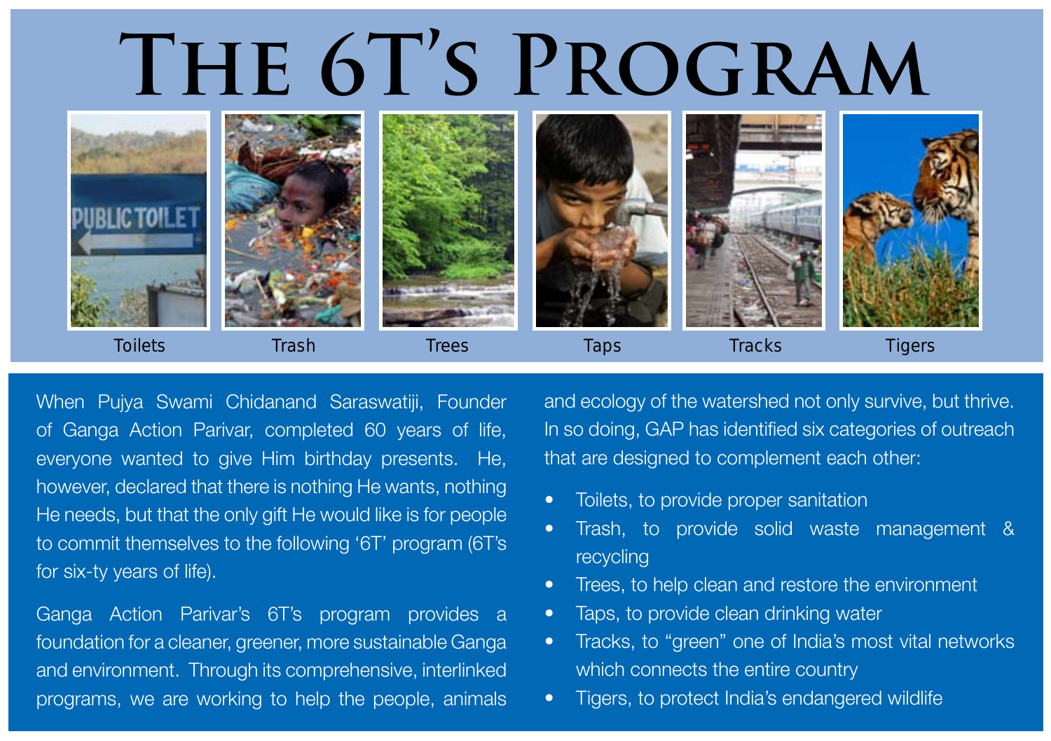# The 6T's Program

Toilets

Trash

Trees

Taps

Tracks

Tigers

When Pujya Swami Chidanand Saraswatiji, Founder of Ganga Action Parivar, completed 60 years of life, everyone wanted to give Him birthday presents. He, however, declared that there is nothing He wants, nothing He needs, but that the only gift He would like is for people to commit themselves to the following '6T' program (6T's for six-ty years of life).

Ganga Action Parivar's 6T's program provides a foundation for a cleaner, greener, more sustainable Ganga and environment. Through its comprehensive, interlinked programs, we are working to help the people, animals and ecology of the watershed not only survive, but thrive. In so doing, GAP has identified six categories of outreach that are designed to complement each other:

- Toilets, to provide proper sanitation
- Trash, to provide solid waste management & recycling
- Trees, to help clean and restore the environment
- Taps, to provide clean drinking water
- Tracks, to "green" one of India's most vital networks which connects the entire country
- Tigers, to protect India's endangered wildlife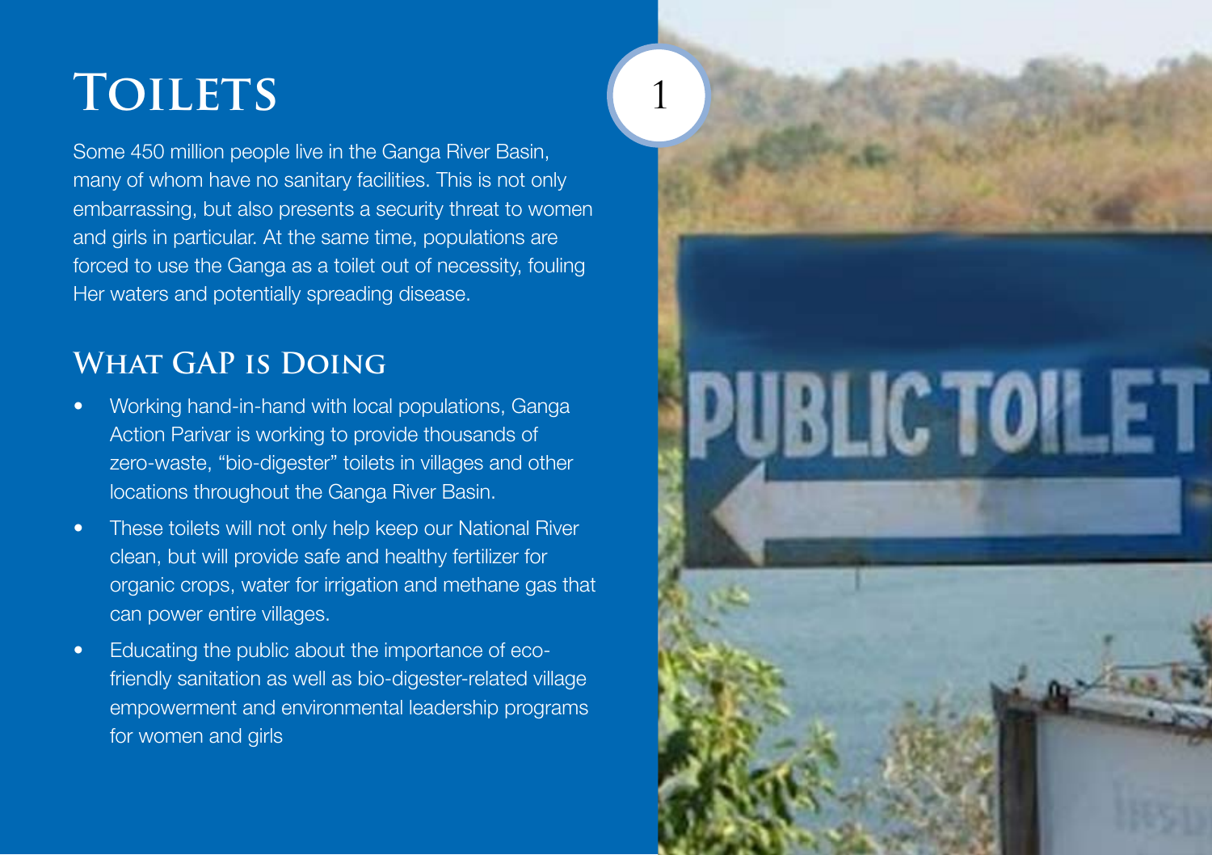# Toilets

Some 450 million people live in the Ganga River Basin, many of whom have no sanitary facilities. This is not only embarrassing, but also presents a security threat to women and girls in particular. At the same time, populations are forced to use the Ganga as a toilet out of necessity, fouling Her waters and potentially spreading disease.

## What GAP is Doing

- Working hand-in-hand with local populations, Ganga Action Parivar is working to provide thousands of zero-waste, "bio-digester" toilets in villages and other locations throughout the Ganga River Basin.
- These toilets will not only help keep our National River clean, but will provide safe and healthy fertilizer for organic crops, water for irrigation and methane gas that can power entire villages.
- Educating the public about the importance of eco-friendly sanitation as well as bio-digester-related village empowerment and environmental leadership programs for women and girls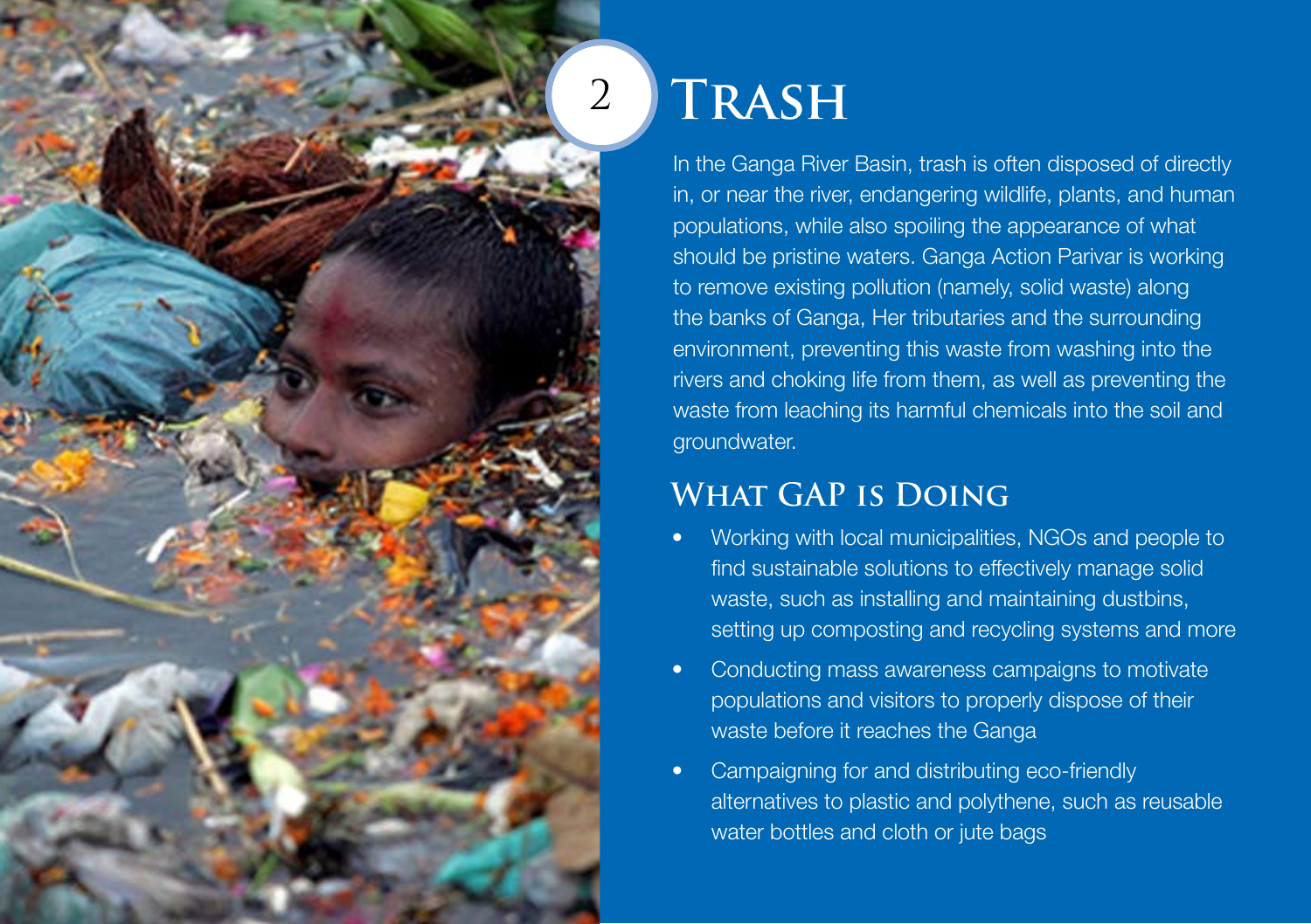# 2 Trash

In the Ganga River Basin, trash is often disposed of directly in, or near the river, endangering wildlife, plants, and human populations, while also spoiling the appearance of what should be pristine waters. Ganga Action Parivar is working to remove existing pollution (namely, solid waste) along the banks of Ganga, Her tributaries and the surrounding environment, preventing this waste from washing into the rivers and choking life from them, as well as preventing the waste from leaching its harmful chemicals into the soil and groundwater.

## What GAP is Doing

- Working with local municipalities, NGOs and people to find sustainable solutions to effectively manage solid waste, such as installing and maintaining dustbins, setting up composting and recycling systems and more
- Conducting mass awareness campaigns to motivate populations and visitors to properly dispose of their waste before it reaches the Ganga
- Campaigning for and distributing eco-friendly alternatives to plastic and polythene, such as reusable water bottles and cloth or jute bags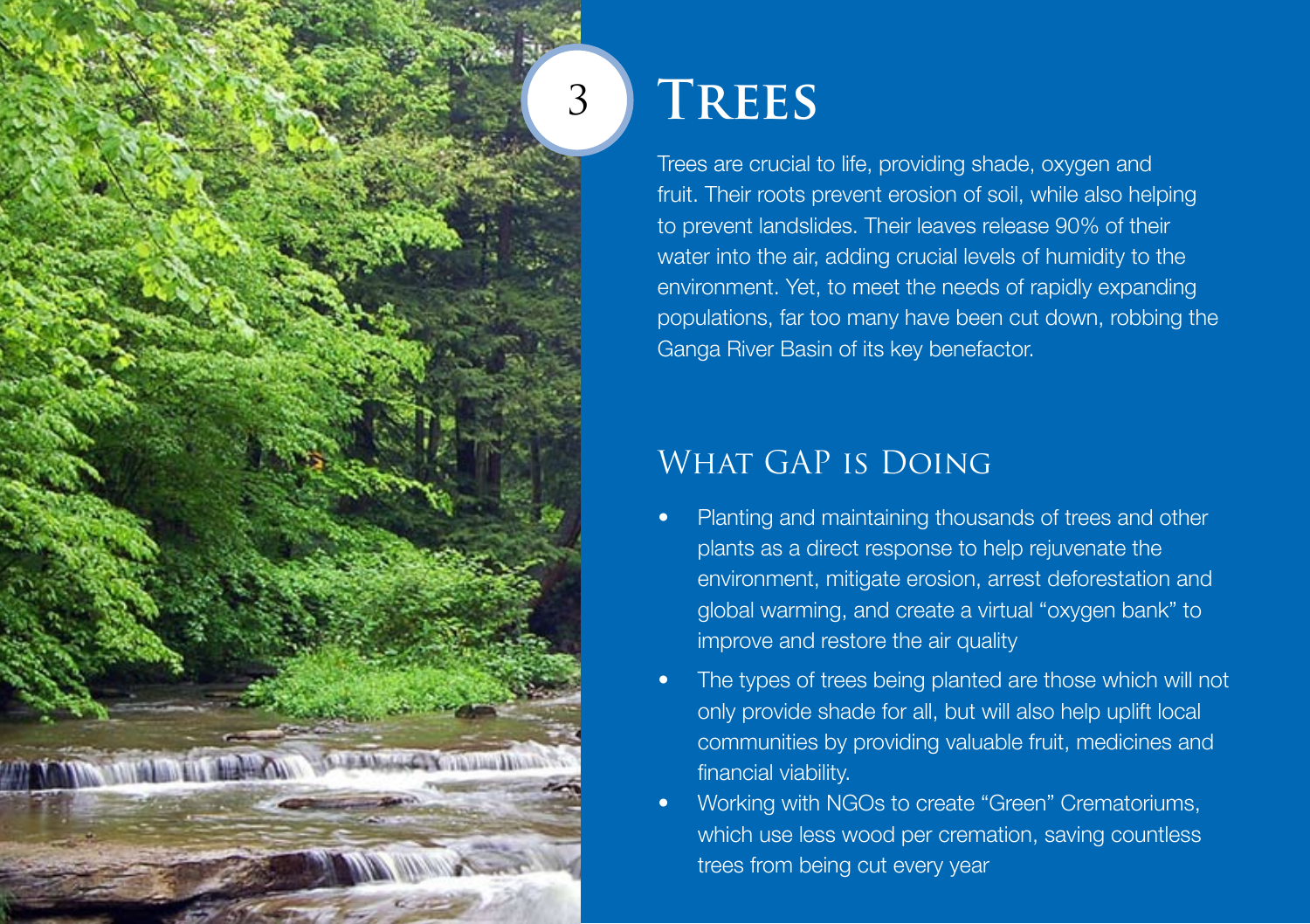# 3 Trees

Trees are crucial to life, providing shade, oxygen and fruit. Their roots prevent erosion of soil, while also helping to prevent landslides. Their leaves release 90% of their water into the air, adding crucial levels of humidity to the environment. Yet, to meet the needs of rapidly expanding populations, far too many have been cut down, robbing the Ganga River Basin of its key benefactor.

## What GAP is Doing

- Planting and maintaining thousands of trees and other plants as a direct response to help rejuvenate the environment, mitigate erosion, arrest deforestation and global warming, and create a virtual "oxygen bank" to improve and restore the air quality
- The types of trees being planted are those which will not only provide shade for all, but will also help uplift local communities by providing valuable fruit, medicines and financial viability.
- Working with NGOs to create "Green" Crematoriums, which use less wood per cremation, saving countless trees from being cut every year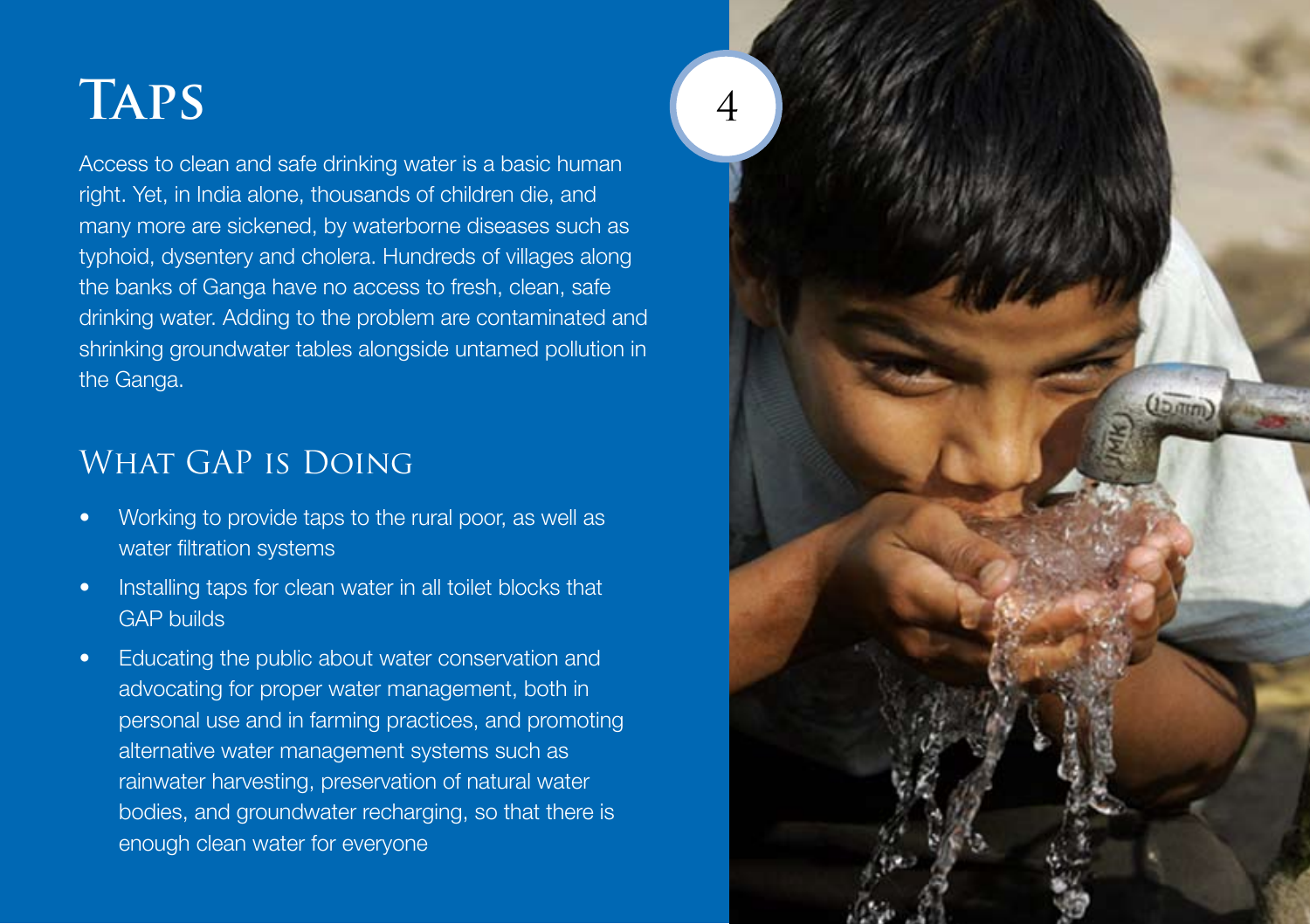# Taps

Access to clean and safe drinking water is a basic human right. Yet, in India alone, thousands of children die, and many more are sickened, by waterborne diseases such as typhoid, dysentery and cholera. Hundreds of villages along the banks of Ganga have no access to fresh, clean, safe drinking water. Adding to the problem are contaminated and shrinking groundwater tables alongside untamed pollution in the Ganga.

## What GAP is Doing

- Working to provide taps to the rural poor, as well as water filtration systems
- Installing taps for clean water in all toilet blocks that GAP builds
- Educating the public about water conservation and advocating for proper water management, both in personal use and in farming practices, and promoting alternative water management systems such as rainwater harvesting, preservation of natural water bodies, and groundwater recharging, so that there is enough clean water for everyone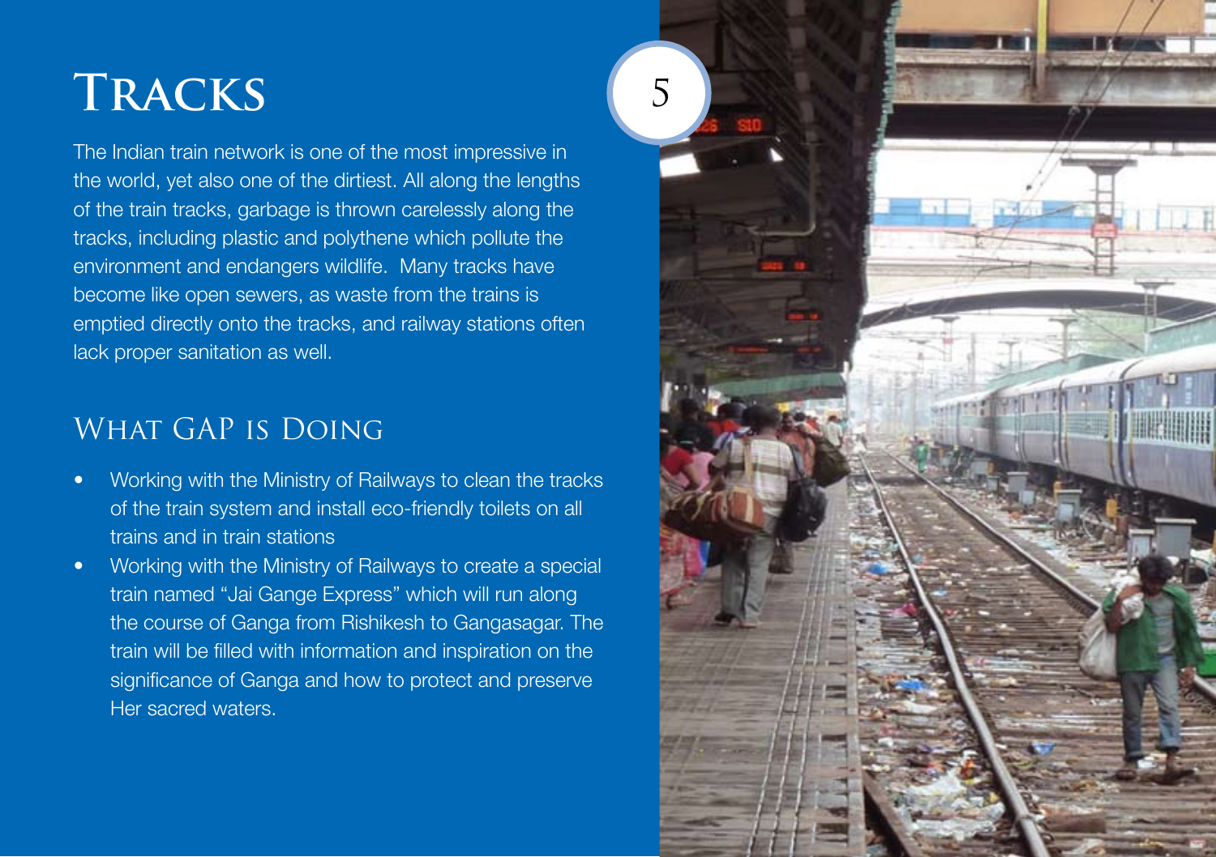# Tracks

The Indian train network is one of the most impressive in the world, yet also one of the dirtiest. All along the lengths of the train tracks, garbage is thrown carelessly along the tracks, including plastic and polythene which pollute the environment and endangers wildlife. Many tracks have become like open sewers, as waste from the trains is emptied directly onto the tracks, and railway stations often lack proper sanitation as well.

## What GAP is Doing

- Working with the Ministry of Railways to clean the tracks of the train system and install eco-friendly toilets on all trains and in train stations
- Working with the Ministry of Railways to create a special train named "Jai Gange Express" which will run along the course of Ganga from Rishikesh to Gangasagar. The train will be filled with information and inspiration on the significance of Ganga and how to protect and preserve Her sacred waters.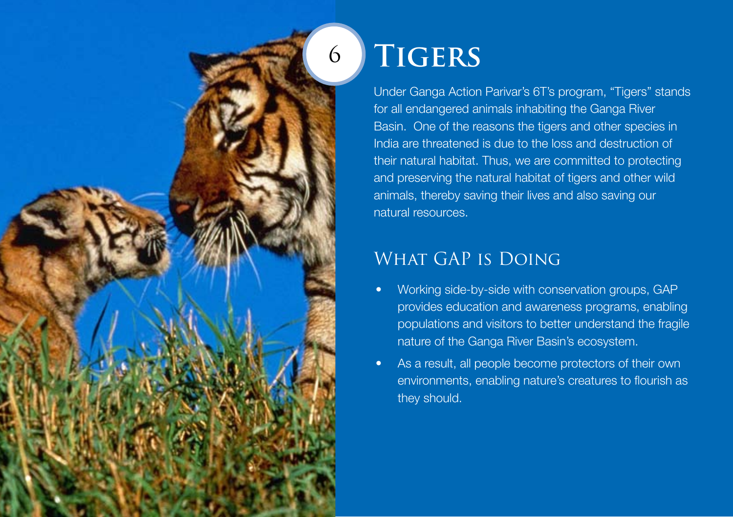# 6 Tigers

Under Ganga Action Parivar's 6T's program, "Tigers" stands for all endangered animals inhabiting the Ganga River Basin. One of the reasons the tigers and other species in India are threatened is due to the loss and destruction of their natural habitat. Thus, we are committed to protecting and preserving the natural habitat of tigers and other wild animals, thereby saving their lives and also saving our natural resources.

## What GAP is Doing

- Working side-by-side with conservation groups, GAP provides education and awareness programs, enabling populations and visitors to better understand the fragile nature of the Ganga River Basin's ecosystem.
- As a result, all people become protectors of their own environments, enabling nature's creatures to flourish as they should.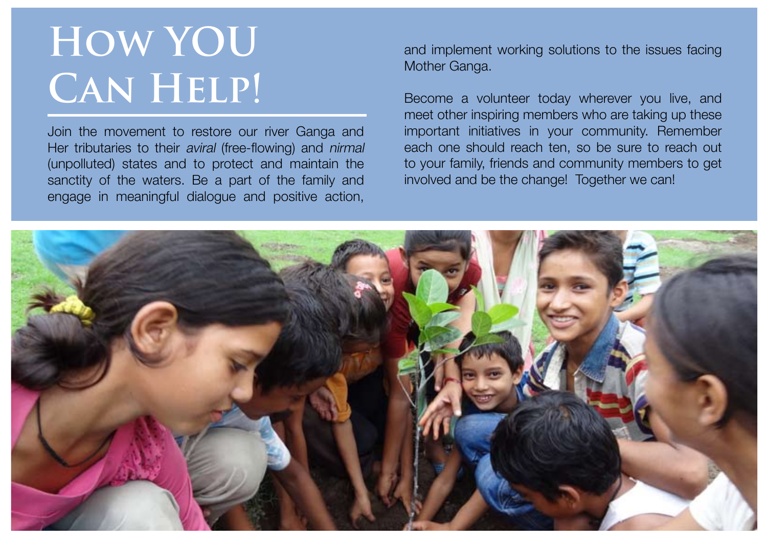# How YOU Can Help!

Join the movement to restore our river Ganga and Her tributaries to their *aviral* (free-flowing) and *nirmal* (unpolluted) states and to protect and maintain the sanctity of the waters. Be a part of the family and engage in meaningful dialogue and positive action, and implement working solutions to the issues facing Mother Ganga.

Become a volunteer today wherever you live, and meet other inspiring members who are taking up these important initiatives in your community. Remember each one should reach ten, so be sure to reach out to your family, friends and community members to get involved and be the change! Together we can!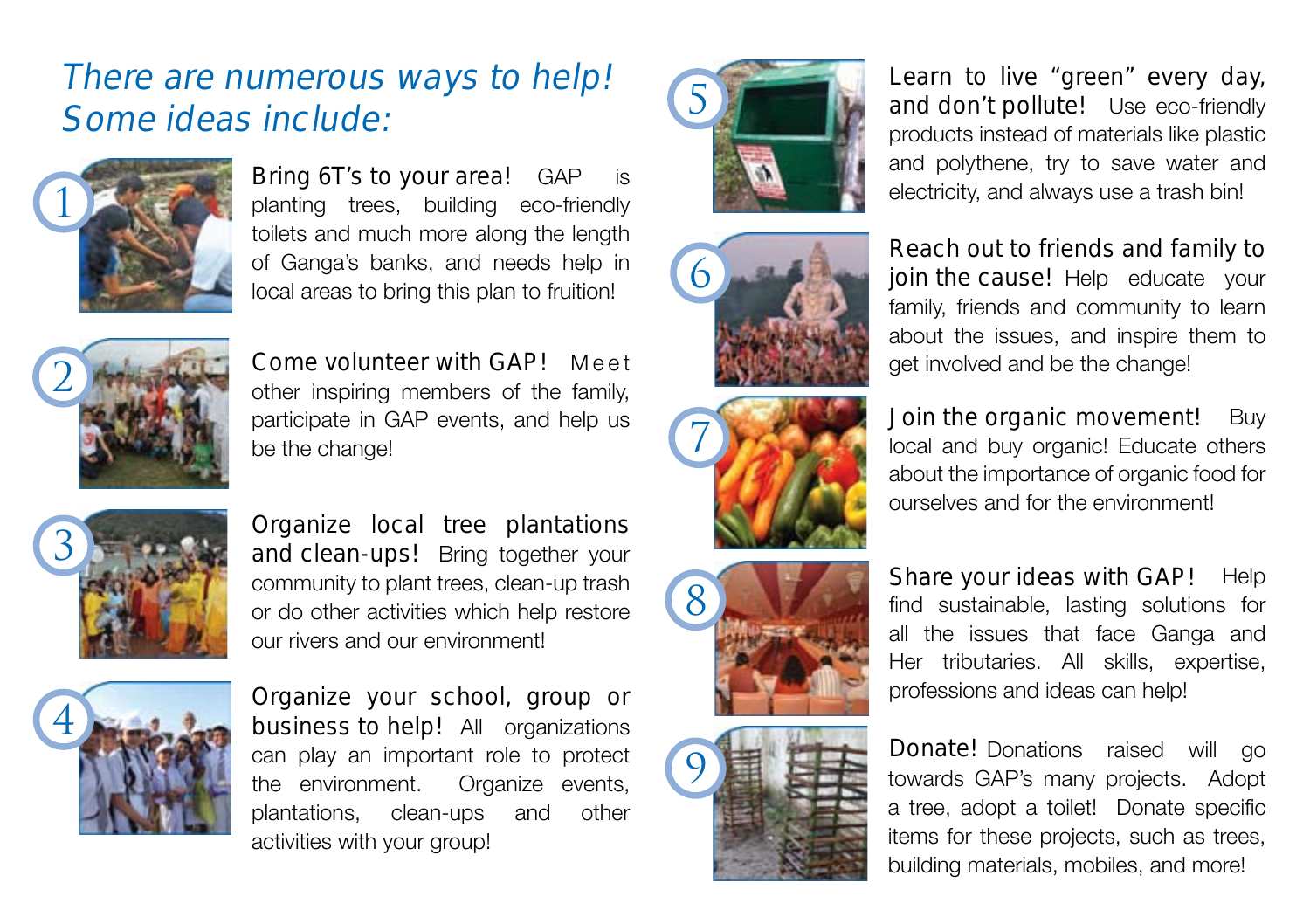## There are numerous ways to help! Some ideas include:

1. **Bring 6T's to your area!** GAP is planting trees, building eco-friendly toilets and much more along the length of Ganga's banks, and needs help in local areas to bring this plan to fruition!

2. **Come volunteer with GAP!** Meet other inspiring members of the family, participate in GAP events, and help us be the change!

3. **Organize local tree plantations and clean-ups!** Bring together your community to plant trees, clean-up trash or do other activities which help restore our rivers and our environment!

4. **Organize your school, group or business to help!** All organizations can play an important role to protect the environment. Organize events, plantations, clean-ups and other activities with your group!

5. **Learn to live "green" every day, and don't pollute!** Use eco-friendly products instead of materials like plastic and polythene, try to save water and electricity, and always use a trash bin!

6. **Reach out to friends and family to join the cause!** Help educate your family, friends and community to learn about the issues, and inspire them to get involved and be the change!

7. **Join the organic movement!** Buy local and buy organic! Educate others about the importance of organic food for ourselves and for the environment!

8. **Share your ideas with GAP!** Help find sustainable, lasting solutions for all the issues that face Ganga and Her tributaries. All skills, expertise, professions and ideas can help!

9. **Donate!** Donations raised will go towards GAP's many projects. Adopt a tree, adopt a toilet! Donate specific items for these projects, such as trees, building materials, mobiles, and more!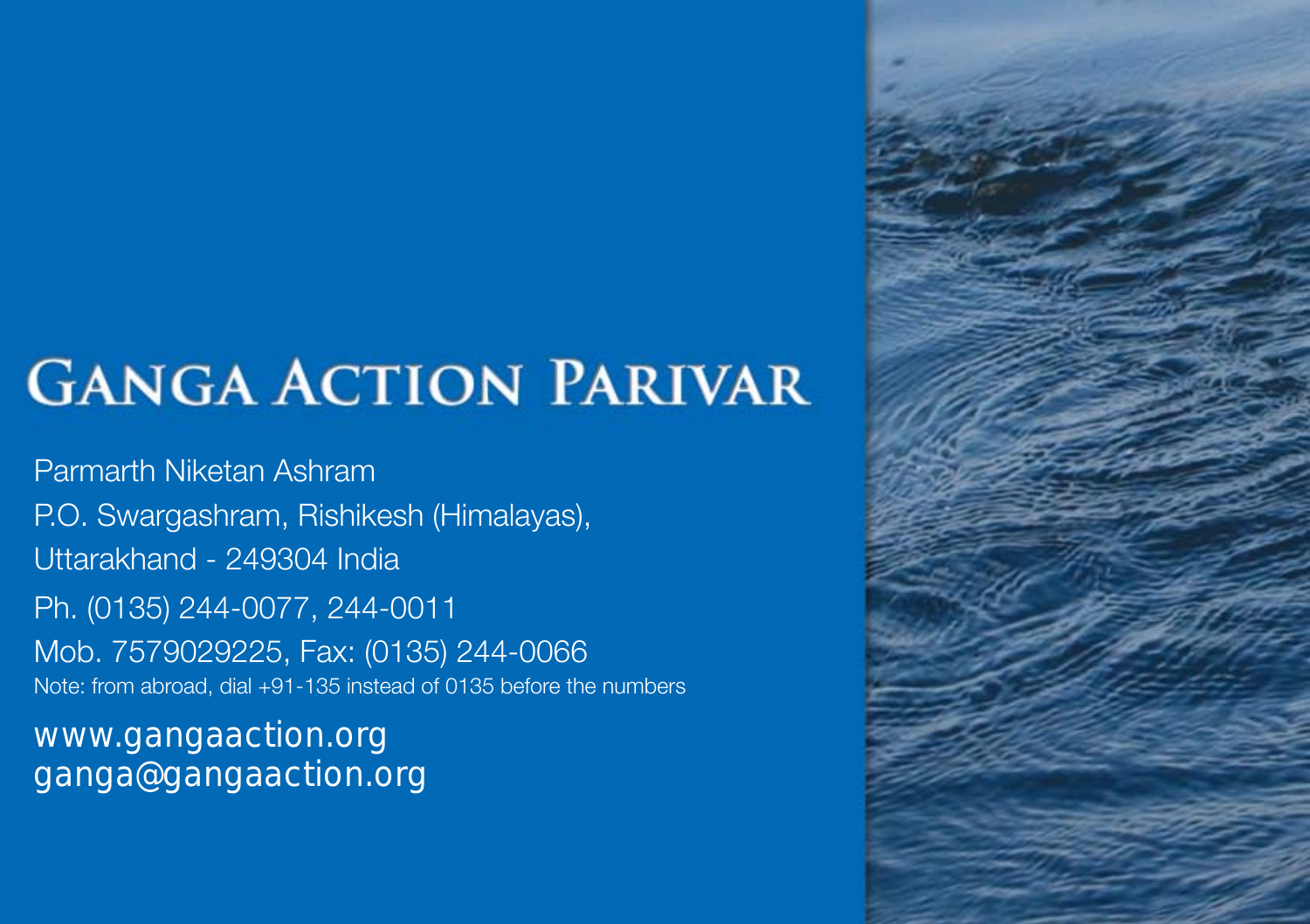# GANGA ACTION PARIVAR

Parmarth Niketan Ashram
P.O. Swargashram, Rishikesh (Himalayas),
Uttarakhand - 249304 India

Ph. (0135) 244-0077, 244-0011
Mob. 7579029225, Fax: (0135) 244-0066
Note: from abroad, dial +91-135 instead of 0135 before the numbers

www.gangaaction.org
ganga@gangaaction.org